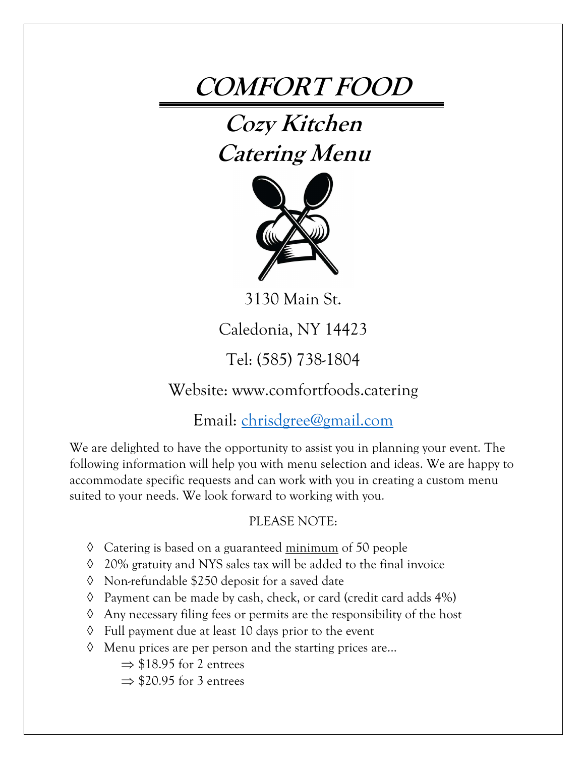# COMFORT FOOD

## Cozy Kitchen
## Catering Menu

3130 Main St.

Caledonia, NY 14423

Tel: (585) 738-1804

Website: www.comfortfoods.catering

Email: chrisdgree@gmail.com

We are delighted to have the opportunity to assist you in planning your event. The following information will help you with menu selection and ideas. We are happy to accommodate specific requests and can work with you in creating a custom menu suited to your needs. We look forward to working with you.

PLEASE NOTE:

- Catering is based on a guaranteed minimum of 50 people
- 20% gratuity and NYS sales tax will be added to the final invoice
- Non-refundable $250 deposit for a saved date
- Payment can be made by cash, check, or card (credit card adds 4%)
- Any necessary filing fees or permits are the responsibility of the host
- Full payment due at least 10 days prior to the event
- Menu prices are per person and the starting prices are…
    - $18.95 for 2 entrees
    - $20.95 for 3 entrees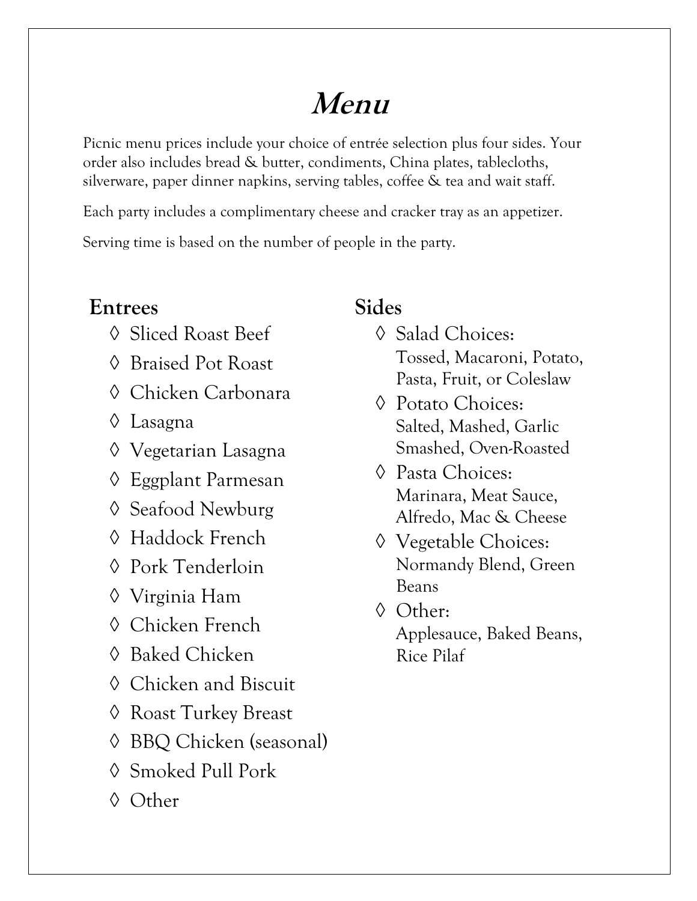# Menu

Picnic menu prices include your choice of entrée selection plus four sides. Your order also includes bread & butter, condiments, China plates, tablecloths, silverware, paper dinner napkins, serving tables, coffee & tea and wait staff.

Each party includes a complimentary cheese and cracker tray as an appetizer.

Serving time is based on the number of people in the party.

## Entrees

- Sliced Roast Beef
- Braised Pot Roast
- Chicken Carbonara
- Lasagna
- Vegetarian Lasagna
- Eggplant Parmesan
- Seafood Newburg
- Haddock French
- Pork Tenderloin
- Virginia Ham
- Chicken French
- Baked Chicken
- Chicken and Biscuit
- Roast Turkey Breast
- BBQ Chicken (seasonal)
- Smoked Pull Pork
- Other

## Sides

- Salad Choices:
  Tossed, Macaroni, Potato, Pasta, Fruit, or Coleslaw
- Potato Choices:
  Salted, Mashed, Garlic Smashed, Oven-Roasted
- Pasta Choices:
  Marinara, Meat Sauce, Alfredo, Mac & Cheese
- Vegetable Choices:
  Normandy Blend, Green Beans
- Other:
  Applesauce, Baked Beans, Rice Pilaf